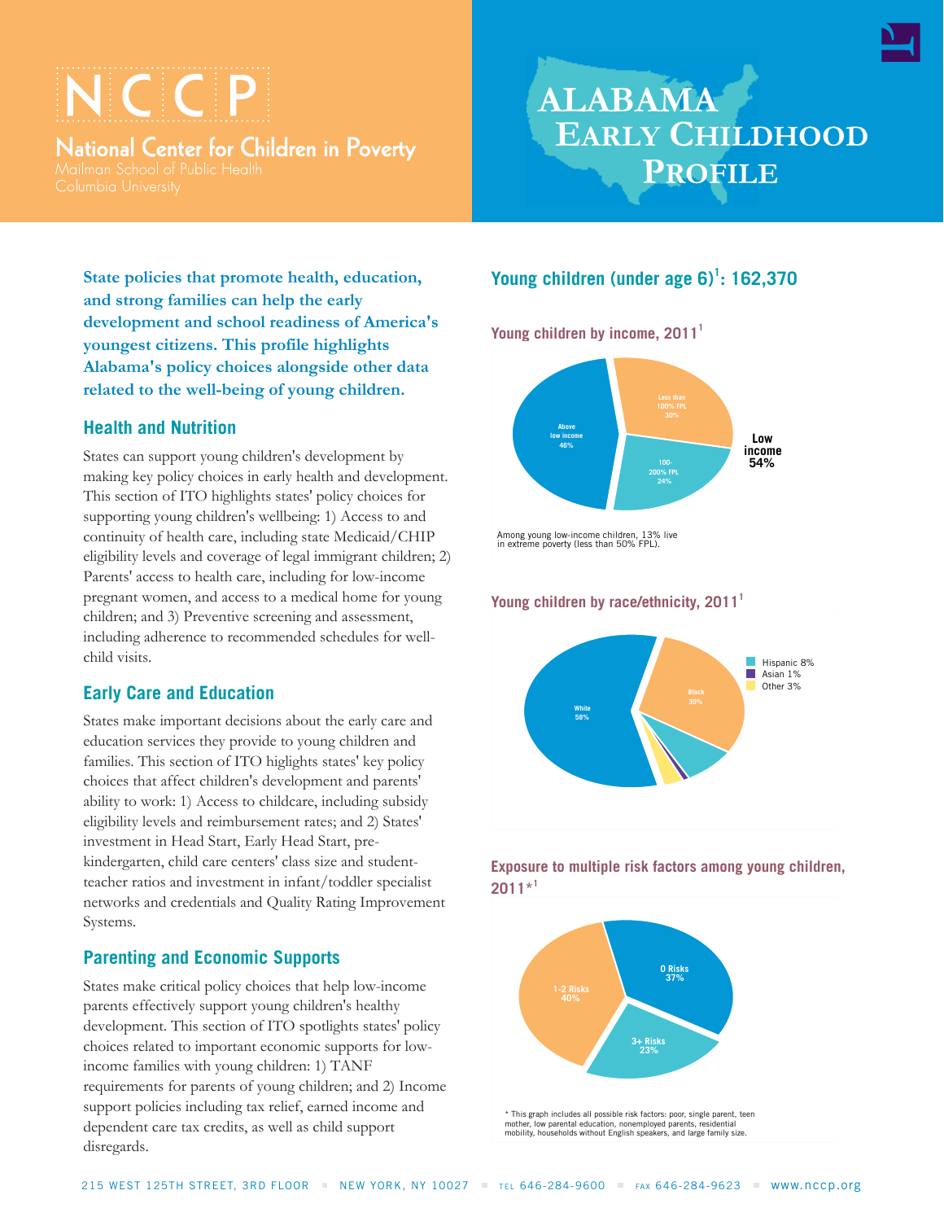# NCCP

National Center for Children in Poverty
Mailman School of Public Health
Columbia University

# Alabama Early Childhood Profile

**State policies that promote health, education, and strong families can help the early development and school readiness of America's youngest citizens. This profile highlights Alabama's policy choices alongside other data related to the well-being of young children.**

## Health and Nutrition

States can support young children's development by making key policy choices in early health and development. This section of ITO highlights states' policy choices for supporting young children's wellbeing: 1) Access to and continuity of health care, including state Medicaid/CHIP eligibility levels and coverage of legal immigrant children; 2) Parents' access to health care, including for low-income pregnant women, and access to a medical home for young children; and 3) Preventive screening and assessment, including adherence to recommended schedules for well-child visits.

## Early Care and Education

States make important decisions about the early care and education services they provide to young children and families. This section of ITO higlights states' key policy choices that affect children's development and parents' ability to work: 1) Access to childcare, including subsidy eligibility levels and reimbursement rates; and 2) States' investment in Head Start, Early Head Start, pre-kindergarten, child care centers' class size and student-teacher ratios and investment in infant/toddler specialist networks and credentials and Quality Rating Improvement Systems.

## Parenting and Economic Supports

States make critical policy choices that help low-income parents effectively support young children's healthy development. This section of ITO spotlights states' policy choices related to important economic supports for low-income families with young children: 1) TANF requirements for parents of young children; and 2) Income support policies including tax relief, earned income and dependent care tax credits, as well as child support disregards.

## Young children (under age 6)[1]: 162,370

### Young children by income, 2011[1]

- Above low income: 46%
- Less than 100% FPL: 30%
- 100-200% FPL: 24%
- **Low income: 54%**

Among young low-income children, 13% live in extreme poverty (less than 50% FPL).

### Young children by race/ethnicity, 2011[1]

- White: 58%
- Black: 30%
- Hispanic: 8%
- Asian: 1%
- Other: 3%

### Exposure to multiple risk factors among young children, 2011*[1]

- 0 Risks: 37%
- 1-2 Risks: 40%
- 3+ Risks: 23%

\* This graph includes all possible risk factors: poor, single parent, teen mother, low parental education, nonemployed parents, residential mobility, households without English speakers, and large family size.

215 West 125th Street, 3rd Floor ■ New York, NY 10027 ■ Tel 646-284-9600 ■ Fax 646-284-9623 ■ www.nccp.org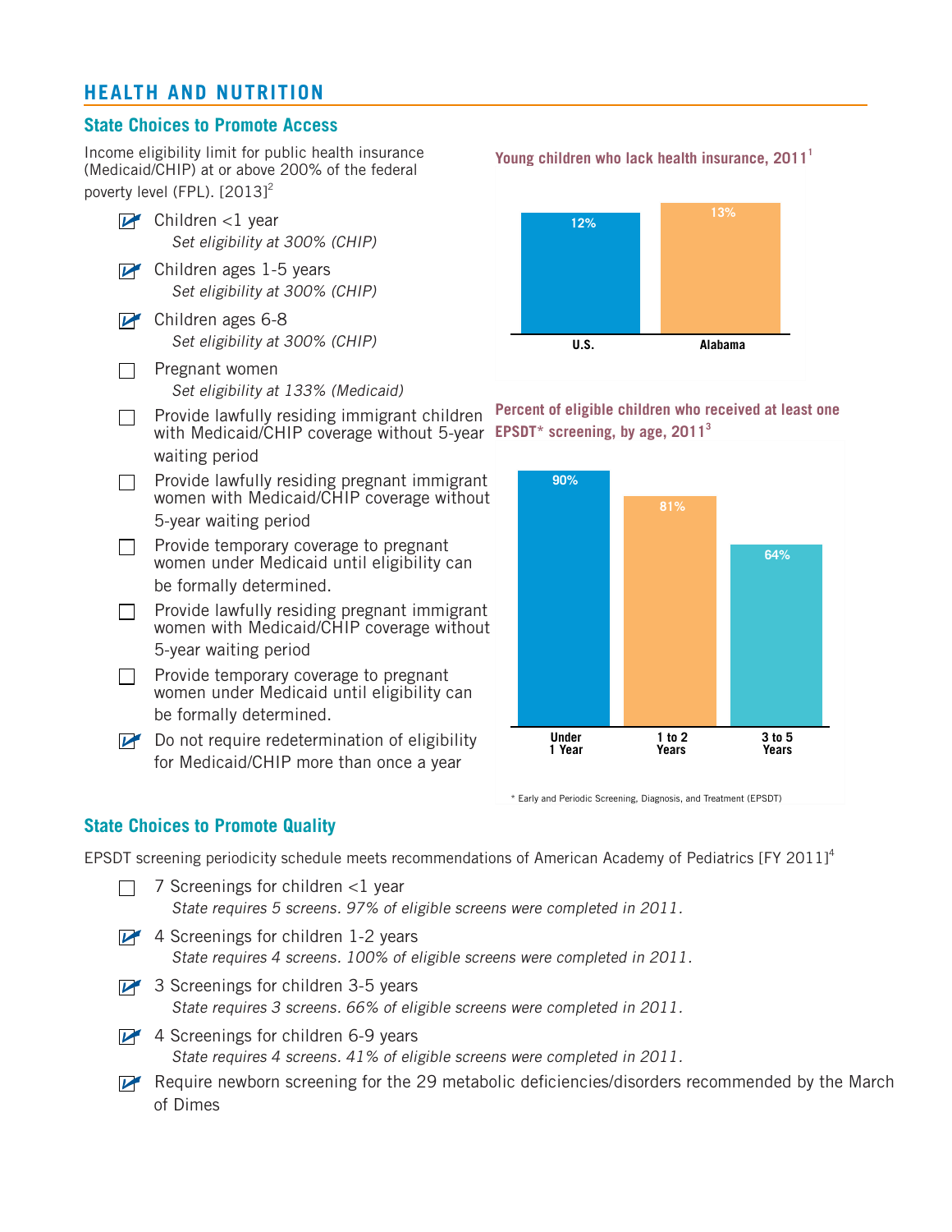## HEALTH AND NUTRITION

### State Choices to Promote Access

Income eligibility limit for public health insurance (Medicaid/CHIP) at or above 200% of the federal poverty level (FPL). [2013][2]

- [x] Children <1 year
  *Set eligibility at 300% (CHIP)*
- [x] Children ages 1-5 years
  *Set eligibility at 300% (CHIP)*
- [x] Children ages 6-8
  *Set eligibility at 300% (CHIP)*
- [ ] Pregnant women
  *Set eligibility at 133% (Medicaid)*
- [ ] Provide lawfully residing immigrant children with Medicaid/CHIP coverage without 5-year waiting period
- [ ] Provide lawfully residing pregnant immigrant women with Medicaid/CHIP coverage without 5-year waiting period
- [ ] Provide temporary coverage to pregnant women under Medicaid until eligibility can be formally determined.
- [ ] Provide lawfully residing pregnant immigrant women with Medicaid/CHIP coverage without 5-year waiting period
- [ ] Provide temporary coverage to pregnant women under Medicaid until eligibility can be formally determined.
- [x] Do not require redetermination of eligibility for Medicaid/CHIP more than once a year

**Young children who lack health insurance, 2011[1]**

| U.S. | Alabama |
|---|---|
| 12% | 13% |

**Percent of eligible children who received at least one EPSDT* screening, by age, 2011[3]**

| Under 1 Year | 1 to 2 Years | 3 to 5 Years |
|---|---|---|
| 90% | 81% | 64% |

* Early and Periodic Screening, Diagnosis, and Treatment (EPSDT)

### State Choices to Promote Quality

EPSDT screening periodicity schedule meets recommendations of American Academy of Pediatrics [FY 2011][4]

- [ ] 7 Screenings for children <1 year
  *State requires 5 screens. 97% of eligible screens were completed in 2011.*
- [x] 4 Screenings for children 1-2 years
  *State requires 4 screens. 100% of eligible screens were completed in 2011.*
- [x] 3 Screenings for children 3-5 years
  *State requires 3 screens. 66% of eligible screens were completed in 2011.*
- [x] 4 Screenings for children 6-9 years
  *State requires 4 screens. 41% of eligible screens were completed in 2011.*
- [x] Require newborn screening for the 29 metabolic deficiencies/disorders recommended by the March of Dimes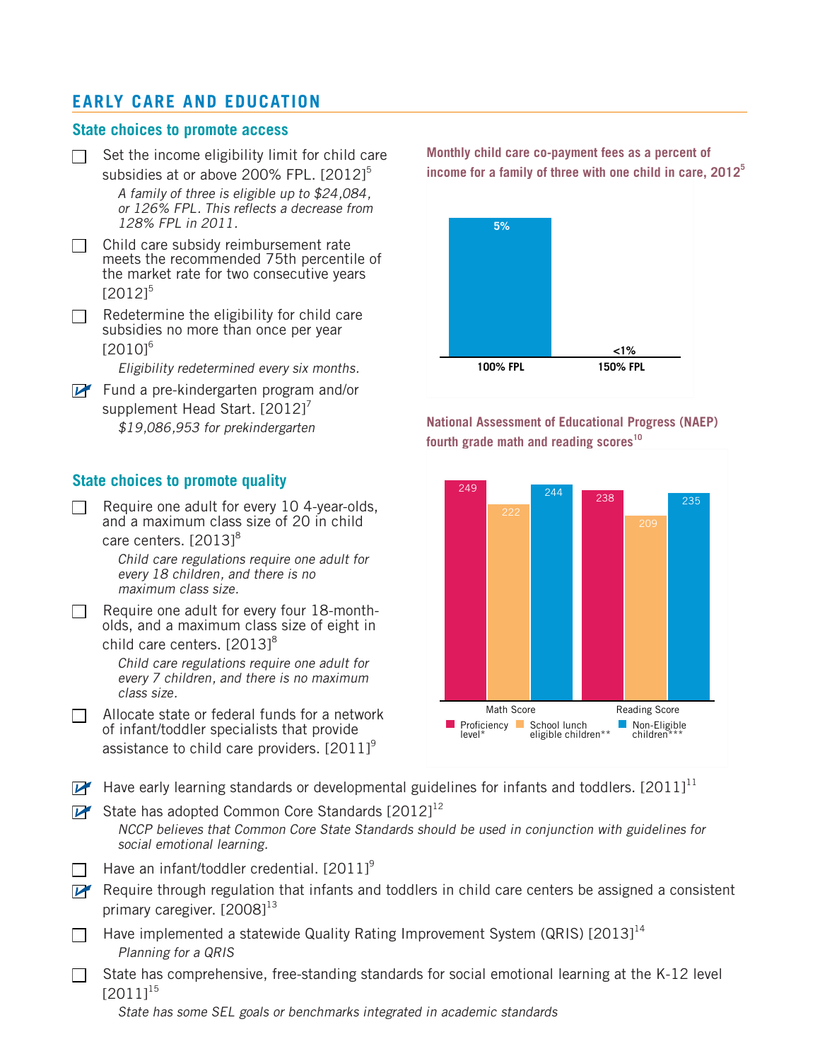## EARLY CARE AND EDUCATION

### State choices to promote access

- [ ] Set the income eligibility limit for child care subsidies at or above 200% FPL. [2012][5]
  *A family of three is eligible up to $24,084, or 126% FPL. This reflects a decrease from 128% FPL in 2011.*
- [ ] Child care subsidy reimbursement rate meets the recommended 75th percentile of the market rate for two consecutive years [2012][5]
- [ ] Redetermine the eligibility for child care subsidies no more than once per year [2010][6]
  *Eligibility redetermined every six months.*
- [x] Fund a pre-kindergarten program and/or supplement Head Start. [2012][7]
  *$19,086,953 for prekindergarten*

**Monthly child care co-payment fees as a percent of income for a family of three with one child in care, 2012[5]**

| | 100% FPL | 150% FPL |
|---|---|---|
| Co-payment | 5% | <1% |

### State choices to promote quality

- [ ] Require one adult for every 10 4-year-olds, and a maximum class size of 20 in child care centers. [2013][8]
  *Child care regulations require one adult for every 18 children, and there is no maximum class size.*
- [ ] Require one adult for every four 18-month-olds, and a maximum class size of eight in child care centers. [2013][8]
  *Child care regulations require one adult for every 7 children, and there is no maximum class size.*
- [ ] Allocate state or federal funds for a network of infant/toddler specialists that provide assistance to child care providers. [2011][9]

**National Assessment of Educational Progress (NAEP) fourth grade math and reading scores[10]**

| | Proficiency level* | School lunch eligible children** | Non-Eligible children*** |
|---|---|---|---|
| Math Score | 249 | 222 | 244 |
| Reading Score | 238 | 209 | 235 |

- [x] Have early learning standards or developmental guidelines for infants and toddlers. [2011][11]
- [x] State has adopted Common Core Standards [2012][12]
  *NCCP believes that Common Core State Standards should be used in conjunction with guidelines for social emotional learning.*
- [ ] Have an infant/toddler credential. [2011][9]
- [x] Require through regulation that infants and toddlers in child care centers be assigned a consistent primary caregiver. [2008][13]
- [ ] Have implemented a statewide Quality Rating Improvement System (QRIS) [2013][14]
  *Planning for a QRIS*
- [ ] State has comprehensive, free-standing standards for social emotional learning at the K-12 level [2011][15]
  *State has some SEL goals or benchmarks integrated in academic standards*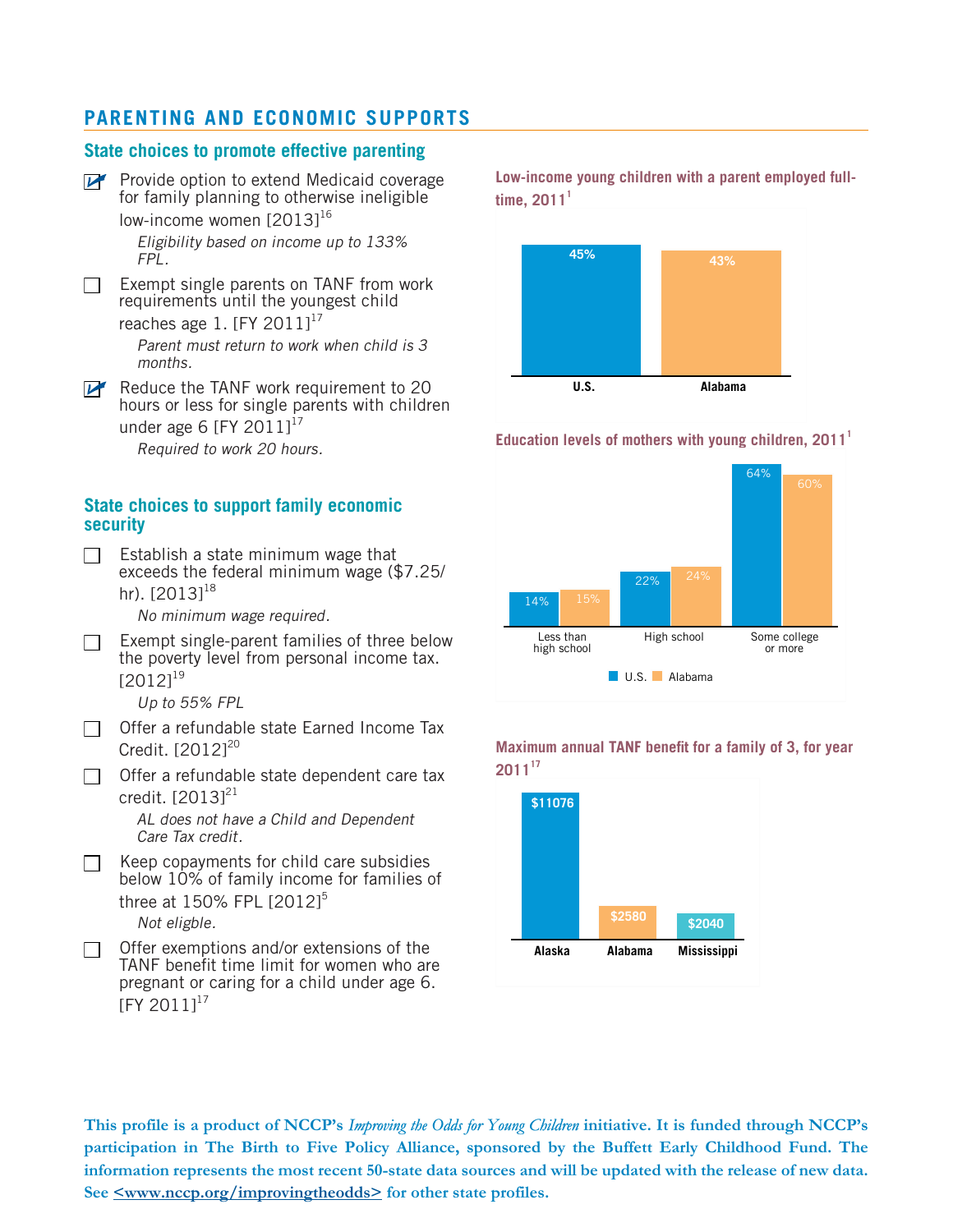## PARENTING AND ECONOMIC SUPPORTS

### State choices to promote effective parenting

- [x] Provide option to extend Medicaid coverage for family planning to otherwise ineligible low-income women [2013][16]

  *Eligibility based on income up to 133% FPL.*

- [ ] Exempt single parents on TANF from work requirements until the youngest child reaches age 1. [FY 2011][17]

  *Parent must return to work when child is 3 months.*

- [x] Reduce the TANF work requirement to 20 hours or less for single parents with children under age 6 [FY 2011][17]

  *Required to work 20 hours.*

### State choices to support family economic security

- [ ] Establish a state minimum wage that exceeds the federal minimum wage ($7.25/hr). [2013][18]

  *No minimum wage required.*

- [ ] Exempt single-parent families of three below the poverty level from personal income tax. [2012][19]

  *Up to 55% FPL*

- [ ] Offer a refundable state Earned Income Tax Credit. [2012][20]

- [ ] Offer a refundable state dependent care tax credit. [2013][21]

  *AL does not have a Child and Dependent Care Tax credit.*

- [ ] Keep copayments for child care subsidies below 10% of family income for families of three at 150% FPL [2012][5]

  *Not eligble.*

- [ ] Offer exemptions and/or extensions of the TANF benefit time limit for women who are pregnant or caring for a child under age 6. [FY 2011][17]

**Low-income young children with a parent employed full-time, 2011[1]**

| | U.S. | Alabama |
|---|---|---|
| Percent | 45% | 43% |

**Education levels of mothers with young children, 2011[1]**

| | U.S. | Alabama |
|---|---|---|
| Less than high school | 14% | 15% |
| High school | 22% | 24% |
| Some college or more | 64% | 60% |

**Maximum annual TANF benefit for a family of 3, for year 2011[17]**

| Alaska | Alabama | Mississippi |
|---|---|---|
| $11076 | $2580 | $2040 |

**This profile is a product of NCCP's *Improving the Odds for Young Children* initiative. It is funded through NCCP's participation in The Birth to Five Policy Alliance, sponsored by the Buffett Early Childhood Fund. The information represents the most recent 50-state data sources and will be updated with the release of new data. See <www.nccp.org/improvingtheodds> for other state profiles.**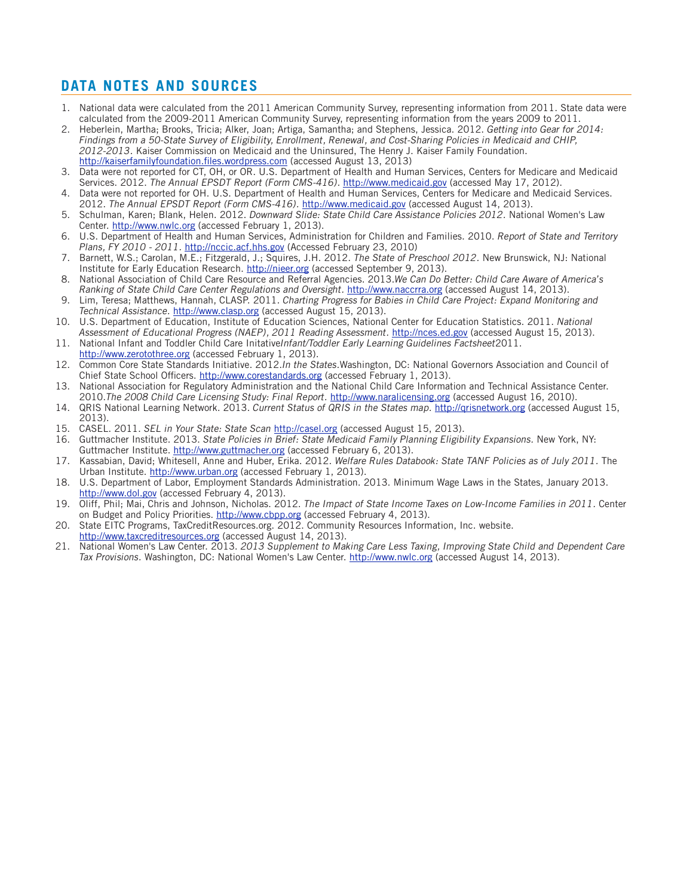## DATA NOTES AND SOURCES

1. National data were calculated from the 2011 American Community Survey, representing information from 2011. State data were calculated from the 2009-2011 American Community Survey, representing information from the years 2009 to 2011.
2. Heberlein, Martha; Brooks, Tricia; Alker, Joan; Artiga, Samantha; and Stephens, Jessica. 2012. *Getting into Gear for 2014: Findings from a 50-State Survey of Eligibility, Enrollment, Renewal, and Cost-Sharing Policies in Medicaid and CHIP, 2012-2013*. Kaiser Commission on Medicaid and the Uninsured, The Henry J. Kaiser Family Foundation. http://kaiserfamilyfoundation.files.wordpress.com (accessed August 13, 2013)
3. Data were not reported for CT, OH, or OR. U.S. Department of Health and Human Services, Centers for Medicare and Medicaid Services. 2012. *The Annual EPSDT Report (Form CMS-416)*. http://www.medicaid.gov (accessed May 17, 2012).
4. Data were not reported for OH. U.S. Department of Health and Human Services, Centers for Medicare and Medicaid Services. 2012. *The Annual EPSDT Report (Form CMS-416)*. http://www.medicaid.gov (accessed August 14, 2013).
5. Schulman, Karen; Blank, Helen. 2012. *Downward Slide: State Child Care Assistance Policies 2012*. National Women's Law Center. http://www.nwlc.org (accessed February 1, 2013).
6. U.S. Department of Health and Human Services, Administration for Children and Families. 2010. *Report of State and Territory Plans, FY 2010 - 2011*. http://nccic.acf.hhs.gov (Accessed February 23, 2010)
7. Barnett, W.S.; Carolan, M.E.; Fitzgerald, J.; Squires, J.H. 2012. *The State of Preschool 2012*. New Brunswick, NJ: National Institute for Early Education Research. http://nieer.org (accessed September 9, 2013).
8. National Association of Child Care Resource and Referral Agencies. 2013.*We Can Do Better: Child Care Aware of America's Ranking of State Child Care Center Regulations and Oversight*. http://www.naccrra.org (accessed August 14, 2013).
9. Lim, Teresa; Matthews, Hannah, CLASP. 2011. *Charting Progress for Babies in Child Care Project: Expand Monitoring and Technical Assistance*. http://www.clasp.org (accessed August 15, 2013).
10. U.S. Department of Education, Institute of Education Sciences, National Center for Education Statistics. 2011. *National Assessment of Educational Progress (NAEP), 2011 Reading Assessment*. http://nces.ed.gov (accessed August 15, 2013).
11. National Infant and Toddler Child Care Initative*Infant/Toddler Early Learning Guidelines Factsheet*2011. http://www.zerotothree.org (accessed February 1, 2013).
12. Common Core State Standards Initiative. 2012.*In the States*.Washington, DC: National Governors Association and Council of Chief State School Officers. http://www.corestandards.org (accessed February 1, 2013).
13. National Association for Regulatory Administration and the National Child Care Information and Technical Assistance Center. 2010.*The 2008 Child Care Licensing Study: Final Report*. http://www.naralicensing.org (accessed August 16, 2010).
14. QRIS National Learning Network. 2013. *Current Status of QRIS in the States map*. http://qrisnetwork.org (accessed August 15, 2013).
15. CASEL. 2011. *SEL in Your State: State Scan* http://casel.org (accessed August 15, 2013).
16. Guttmacher Institute. 2013. *State Policies in Brief: State Medicaid Family Planning Eligibility Expansions*. New York, NY: Guttmacher Institute. http://www.guttmacher.org (accessed February 6, 2013).
17. Kassabian, David; Whitesell, Anne and Huber, Erika. 2012. *Welfare Rules Databook: State TANF Policies as of July 2011*. The Urban Institute. http://www.urban.org (accessed February 1, 2013).
18. U.S. Department of Labor, Employment Standards Administration. 2013. Minimum Wage Laws in the States, January 2013. http://www.dol.gov (accessed February 4, 2013).
19. Oliff, Phil; Mai, Chris and Johnson, Nicholas. 2012. *The Impact of State Income Taxes on Low-Income Families in 2011*. Center on Budget and Policy Priorities. http://www.cbpp.org (accessed February 4, 2013).
20. State EITC Programs, TaxCreditResources.org. 2012. Community Resources Information, Inc. website. http://www.taxcreditresources.org (accessed August 14, 2013).
21. National Women's Law Center. 2013. *2013 Supplement to Making Care Less Taxing, Improving State Child and Dependent Care Tax Provisions*. Washington, DC: National Women's Law Center. http://www.nwlc.org (accessed August 14, 2013).